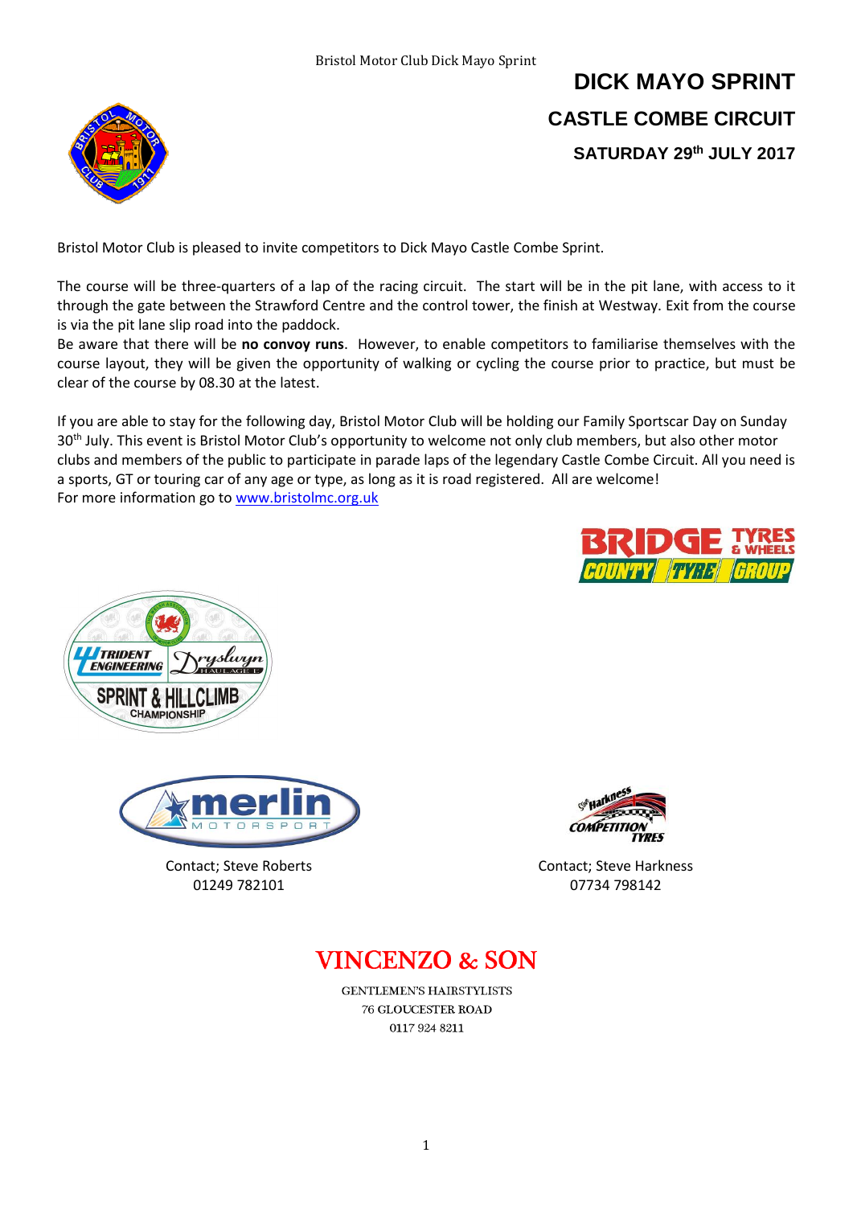# DICK MAYO SPRINT

## CASTLE COMBE CIRCUIT

### SATURDAY 29th JULY 2017

Bristol Motor Club is pleased to invite competitors to Dick Mayo Castle Combe Sprint.

The course will be three-quarters of a lap of the racing circuit. The start will be in the pit lane, with access to it through the gate between the Strawford Centre and the control tower, the finish at Westway. Exit from the course is via the pit lane slip road into the paddock.

Be aware that there will be **no convoy runs**. However, to enable competitors to familiarise themselves with the course layout, they will be given the opportunity of walking or cycling the course prior to practice, but must be clear of the course by 08.30 at the latest.

If you are able to stay for the following day, Bristol Motor Club will be holding our Family Sportscar Day on Sunday 30th July. This event is Bristol Motor Club's opportunity to welcome not only club members, but also other motor clubs and members of the public to participate in parade laps of the legendary Castle Combe Circuit. All you need is a sports, GT or touring car of any age or type, as long as it is road registered. All are welcome!

For more information go to www.bristolmc.org.uk

Contact; Steve Roberts
01249 782101

Contact; Steve Harkness
07734 798142

VINCENZO & SON

GENTLEMEN'S HAIRSTYLISTS
76 GLOUCESTER ROAD
0117 924 8211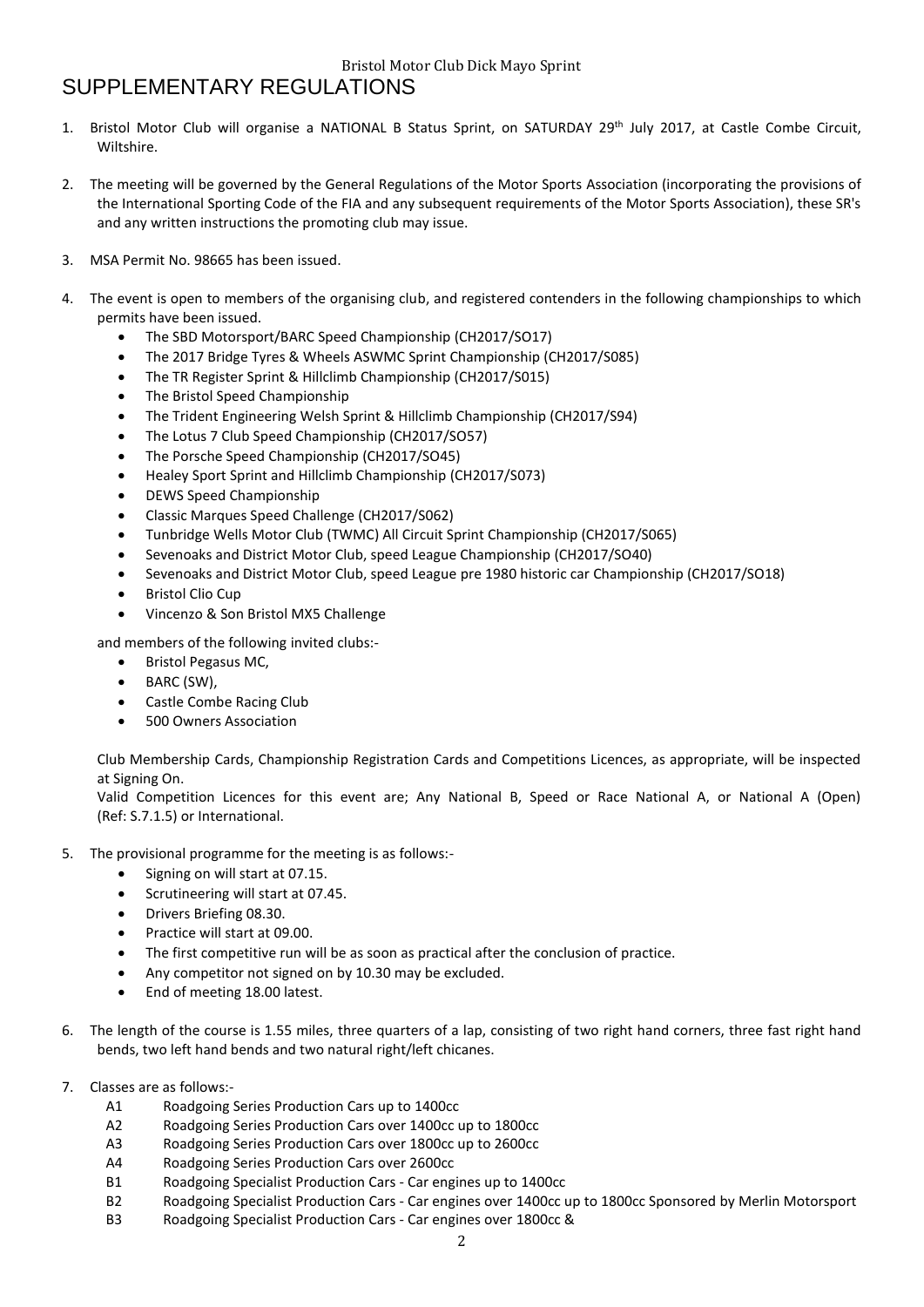# SUPPLEMENTARY REGULATIONS

1. Bristol Motor Club will organise a NATIONAL B Status Sprint, on SATURDAY 29th July 2017, at Castle Combe Circuit, Wiltshire.

2. The meeting will be governed by the General Regulations of the Motor Sports Association (incorporating the provisions of the International Sporting Code of the FIA and any subsequent requirements of the Motor Sports Association), these SR's and any written instructions the promoting club may issue.

3. MSA Permit No. 98665 has been issued.

4. The event is open to members of the organising club, and registered contenders in the following championships to which permits have been issued.
   - The SBD Motorsport/BARC Speed Championship (CH2017/SO17)
   - The 2017 Bridge Tyres & Wheels ASWMC Sprint Championship (CH2017/S085)
   - The TR Register Sprint & Hillclimb Championship (CH2017/S015)
   - The Bristol Speed Championship
   - The Trident Engineering Welsh Sprint & Hillclimb Championship (CH2017/S94)
   - The Lotus 7 Club Speed Championship (CH2017/SO57)
   - The Porsche Speed Championship (CH2017/SO45)
   - Healey Sport Sprint and Hillclimb Championship (CH2017/S073)
   - DEWS Speed Championship
   - Classic Marques Speed Challenge (CH2017/S062)
   - Tunbridge Wells Motor Club (TWMC) All Circuit Sprint Championship (CH2017/S065)
   - Sevenoaks and District Motor Club, speed League Championship (CH2017/SO40)
   - Sevenoaks and District Motor Club, speed League pre 1980 historic car Championship (CH2017/SO18)
   - Bristol Clio Cup
   - Vincenzo & Son Bristol MX5 Challenge

   and members of the following invited clubs:-
   - Bristol Pegasus MC,
   - BARC (SW),
   - Castle Combe Racing Club
   - 500 Owners Association

   Club Membership Cards, Championship Registration Cards and Competitions Licences, as appropriate, will be inspected at Signing On.
   Valid Competition Licences for this event are; Any National B, Speed or Race National A, or National A (Open) (Ref: S.7.1.5) or International.

5. The provisional programme for the meeting is as follows:-
   - Signing on will start at 07.15.
   - Scrutineering will start at 07.45.
   - Drivers Briefing 08.30.
   - Practice will start at 09.00.
   - The first competitive run will be as soon as practical after the conclusion of practice.
   - Any competitor not signed on by 10.30 may be excluded.
   - End of meeting 18.00 latest.

6. The length of the course is 1.55 miles, three quarters of a lap, consisting of two right hand corners, three fast right hand bends, two left hand bends and two natural right/left chicanes.

7. Classes are as follows:-

   A1 Roadgoing Series Production Cars up to 1400cc
   A2 Roadgoing Series Production Cars over 1400cc up to 1800cc
   A3 Roadgoing Series Production Cars over 1800cc up to 2600cc
   A4 Roadgoing Series Production Cars over 2600cc
   B1 Roadgoing Specialist Production Cars - Car engines up to 1400cc
   B2 Roadgoing Specialist Production Cars - Car engines over 1400cc up to 1800cc Sponsored by Merlin Motorsport
   B3 Roadgoing Specialist Production Cars - Car engines over 1800cc &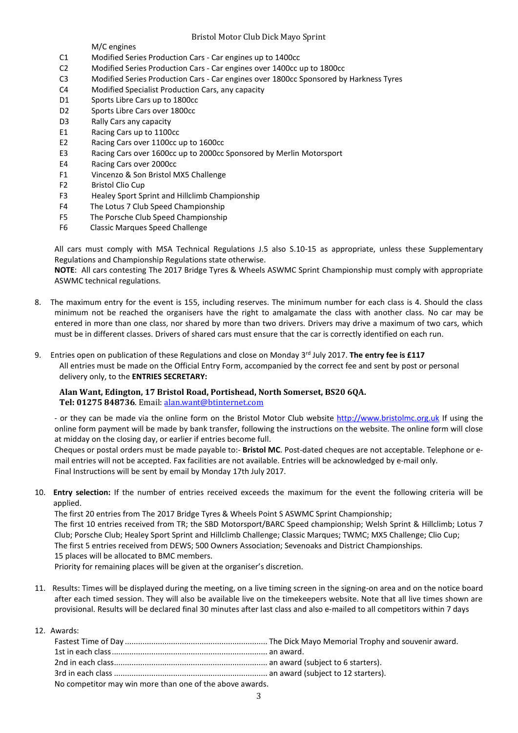M/C engines

| | |
|---|---|
| C1 | Modified Series Production Cars - Car engines up to 1400cc |
| C2 | Modified Series Production Cars - Car engines over 1400cc up to 1800cc |
| C3 | Modified Series Production Cars - Car engines over 1800cc Sponsored by Harkness Tyres |
| C4 | Modified Specialist Production Cars, any capacity |
| D1 | Sports Libre Cars up to 1800cc |
| D2 | Sports Libre Cars over 1800cc |
| D3 | Rally Cars any capacity |
| E1 | Racing Cars up to 1100cc |
| E2 | Racing Cars over 1100cc up to 1600cc |
| E3 | Racing Cars over 1600cc up to 2000cc Sponsored by Merlin Motorsport |
| E4 | Racing Cars over 2000cc |
| F1 | Vincenzo & Son Bristol MX5 Challenge |
| F2 | Bristol Clio Cup |
| F3 | Healey Sport Sprint and Hillclimb Championship |
| F4 | The Lotus 7 Club Speed Championship |
| F5 | The Porsche Club Speed Championship |
| F6 | Classic Marques Speed Challenge |

All cars must comply with MSA Technical Regulations J.5 also S.10-15 as appropriate, unless these Supplementary Regulations and Championship Regulations state otherwise.

**NOTE**: All cars contesting The 2017 Bridge Tyres & Wheels ASWMC Sprint Championship must comply with appropriate ASWMC technical regulations.

8. The maximum entry for the event is 155, including reserves. The minimum number for each class is 4. Should the class minimum not be reached the organisers have the right to amalgamate the class with another class. No car may be entered in more than one class, nor shared by more than two drivers. Drivers may drive a maximum of two cars, which must be in different classes. Drivers of shared cars must ensure that the car is correctly identified on each run.

9. Entries open on publication of these Regulations and close on Monday 3rd July 2017. **The entry fee is £117**
   All entries must be made on the Official Entry Form, accompanied by the correct fee and sent by post or personal delivery only, to the **ENTRIES SECRETARY:**

   **Alan Want, Edington, 17 Bristol Road, Portishead, North Somerset, BS20 6QA.**
   **Tel: 01275 848736**. Email: alan.want@btinternet.com

   - or they can be made via the online form on the Bristol Motor Club website http://www.bristolmc.org.uk If using the online form payment will be made by bank transfer, following the instructions on the website. The online form will close at midday on the closing day, or earlier if entries become full.
   Cheques or postal orders must be made payable to:- **Bristol MC**. Post-dated cheques are not acceptable. Telephone or e-mail entries will not be accepted. Fax facilities are not available. Entries will be acknowledged by e-mail only.
   Final Instructions will be sent by email by Monday 17th July 2017.

10. **Entry selection:** If the number of entries received exceeds the maximum for the event the following criteria will be applied.
    The first 20 entries from The 2017 Bridge Tyres & Wheels Point S ASWMC Sprint Championship;
    The first 10 entries received from TR; the SBD Motorsport/BARC Speed championship; Welsh Sprint & Hillclimb; Lotus 7 Club; Porsche Club; Healey Sport Sprint and Hillclimb Challenge; Classic Marques; TWMC; MX5 Challenge; Clio Cup;
    The first 5 entries received from DEWS; 500 Owners Association; Sevenoaks and District Championships.
    15 places will be allocated to BMC members.
    Priority for remaining places will be given at the organiser's discretion.

11. Results: Times will be displayed during the meeting, on a live timing screen in the signing-on area and on the notice board after each timed session. They will also be available live on the timekeepers website. Note that all live times shown are provisional. Results will be declared final 30 minutes after last class and also e-mailed to all competitors within 7 days

12. Awards:

| | |
|---|---|
| Fastest Time of Day | The Dick Mayo Memorial Trophy and souvenir award. |
| 1st in each class | an award. |
| 2nd in each class | an award (subject to 6 starters). |
| 3rd in each class | an award (subject to 12 starters). |

No competitor may win more than one of the above awards.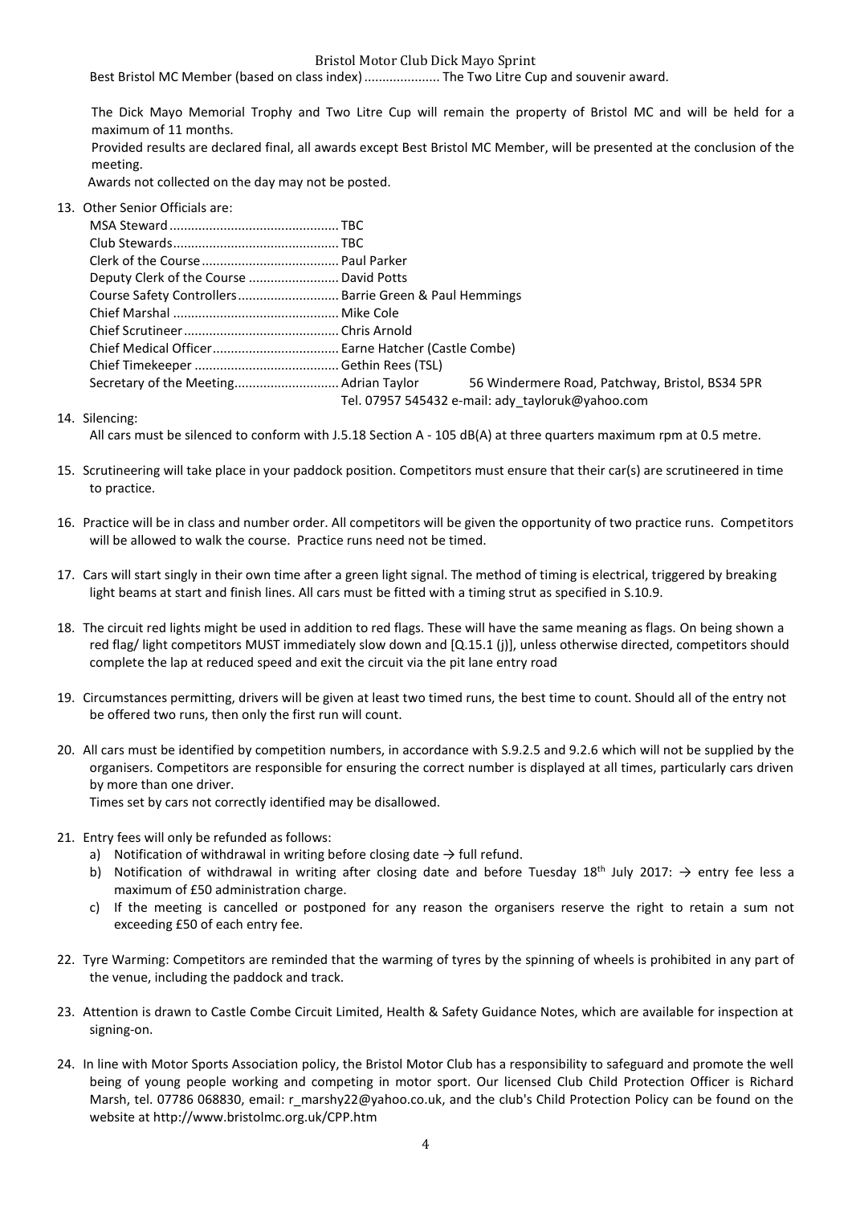Best Bristol MC Member (based on class index) .................... The Two Litre Cup and souvenir award.

The Dick Mayo Memorial Trophy and Two Litre Cup will remain the property of Bristol MC and will be held for a maximum of 11 months.

Provided results are declared final, all awards except Best Bristol MC Member, will be presented at the conclusion of the meeting.

Awards not collected on the day may not be posted.

13. Other Senior Officials are:

    MSA Steward .............................................. TBC
    Club Stewards ............................................. TBC
    Clerk of the Course ..................................... Paul Parker
    Deputy Clerk of the Course ......................... David Potts
    Course Safety Controllers ............................ Barrie Green & Paul Hemmings
    Chief Marshal ............................................. Mike Cole
    Chief Scrutineer .......................................... Chris Arnold
    Chief Medical Officer ................................... Earne Hatcher (Castle Combe)
    Chief Timekeeper ........................................ Gethin Rees (TSL)
    Secretary of the Meeting ............................. Adrian Taylor    56 Windermere Road, Patchway, Bristol, BS34 5PR
    Tel. 07957 545432 e-mail: ady_tayloruk@yahoo.com

14. Silencing:
    All cars must be silenced to conform with J.5.18 Section A - 105 dB(A) at three quarters maximum rpm at 0.5 metre.

15. Scrutineering will take place in your paddock position. Competitors must ensure that their car(s) are scrutineered in time to practice.

16. Practice will be in class and number order. All competitors will be given the opportunity of two practice runs. Competitors will be allowed to walk the course. Practice runs need not be timed.

17. Cars will start singly in their own time after a green light signal. The method of timing is electrical, triggered by breaking light beams at start and finish lines. All cars must be fitted with a timing strut as specified in S.10.9.

18. The circuit red lights might be used in addition to red flags. These will have the same meaning as flags. On being shown a red flag/ light competitors MUST immediately slow down and [Q.15.1 (j)], unless otherwise directed, competitors should complete the lap at reduced speed and exit the circuit via the pit lane entry road

19. Circumstances permitting, drivers will be given at least two timed runs, the best time to count. Should all of the entry not be offered two runs, then only the first run will count.

20. All cars must be identified by competition numbers, in accordance with S.9.2.5 and 9.2.6 which will not be supplied by the organisers. Competitors are responsible for ensuring the correct number is displayed at all times, particularly cars driven by more than one driver.
    Times set by cars not correctly identified may be disallowed.

21. Entry fees will only be refunded as follows:
    a) Notification of withdrawal in writing before closing date → full refund.
    b) Notification of withdrawal in writing after closing date and before Tuesday 18th July 2017: → entry fee less a maximum of £50 administration charge.
    c) If the meeting is cancelled or postponed for any reason the organisers reserve the right to retain a sum not exceeding £50 of each entry fee.

22. Tyre Warming: Competitors are reminded that the warming of tyres by the spinning of wheels is prohibited in any part of the venue, including the paddock and track.

23. Attention is drawn to Castle Combe Circuit Limited, Health & Safety Guidance Notes, which are available for inspection at signing-on.

24. In line with Motor Sports Association policy, the Bristol Motor Club has a responsibility to safeguard and promote the well being of young people working and competing in motor sport. Our licensed Club Child Protection Officer is Richard Marsh, tel. 07786 068830, email: r_marshy22@yahoo.co.uk, and the club's Child Protection Policy can be found on the website at http://www.bristolmc.org.uk/CPP.htm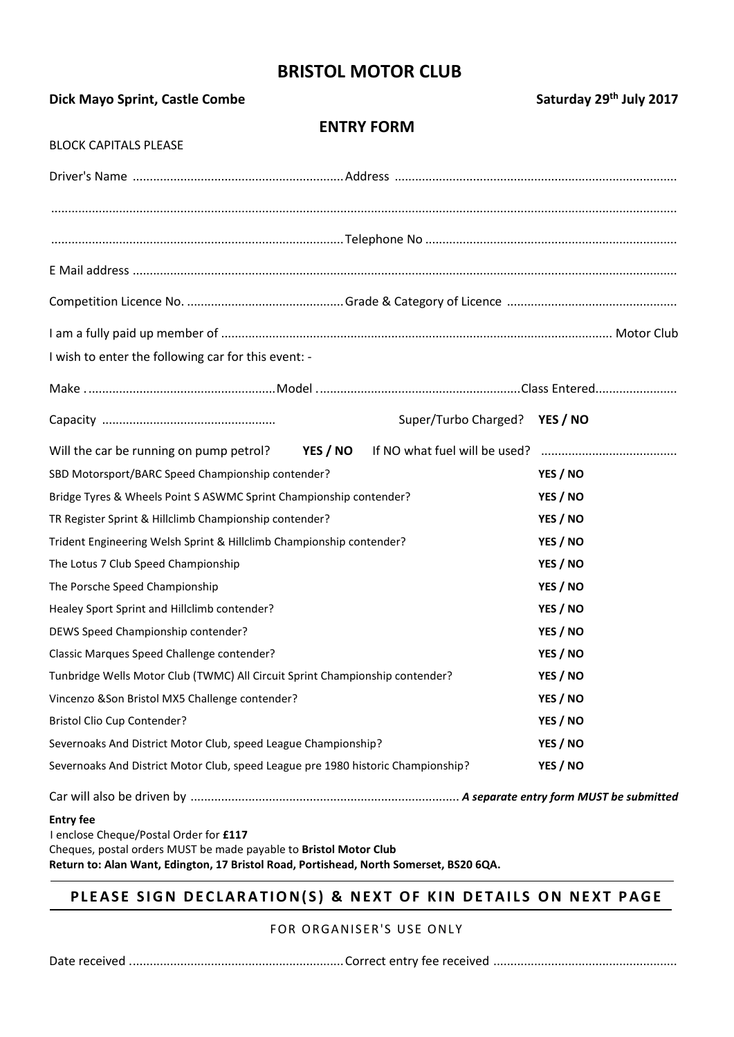# BRISTOL MOTOR CLUB

**Dick Mayo Sprint, Castle Combe** **Saturday 29th July 2017**

## ENTRY FORM

BLOCK CAPITALS PLEASE

Driver's Name ............................................................ Address ................................................................................

.......................................................................................................................................................................

.................................................................................... Telephone No ........................................................................

E Mail address ..........................................................................................................................................

Competition Licence No. ............................................ Grade & Category of Licence ................................................

I am a fully paid up member of ................................................................................................................ Motor Club

I wish to enter the following car for this event: -

Make . ...................................................... Model . .......................................................... Class Entered.......................

Capacity .................................................. Super/Turbo Charged? **YES / NO**

Will the car be running on pump petrol? **YES / NO** If NO what fuel will be used? .......................................

| | |
|---|---|
| SBD Motorsport/BARC Speed Championship contender? | **YES / NO** |
| Bridge Tyres & Wheels Point S ASWMC Sprint Championship contender? | **YES / NO** |
| TR Register Sprint & Hillclimb Championship contender? | **YES / NO** |
| Trident Engineering Welsh Sprint & Hillclimb Championship contender? | **YES / NO** |
| The Lotus 7 Club Speed Championship | **YES / NO** |
| The Porsche Speed Championship | **YES / NO** |
| Healey Sport Sprint and Hillclimb contender? | **YES / NO** |
| DEWS Speed Championship contender? | **YES / NO** |
| Classic Marques Speed Challenge contender? | **YES / NO** |
| Tunbridge Wells Motor Club (TWMC) All Circuit Sprint Championship contender? | **YES / NO** |
| Vincenzo &Son Bristol MX5 Challenge contender? | **YES / NO** |
| Bristol Clio Cup Contender? | **YES / NO** |
| Severnoaks And District Motor Club, speed League Championship? | **YES / NO** |
| Severnoaks And District Motor Club, speed League pre 1980 historic Championship? | **YES / NO** |

Car will also be driven by ............................................................................. ***A separate entry form MUST be submitted***

**Entry fee**
I enclose Cheque/Postal Order for **£117**
Cheques, postal orders MUST be made payable to **Bristol Motor Club**
**Return to: Alan Want, Edington, 17 Bristol Road, Portishead, North Somerset, BS20 6QA.**

---

**PLEASE SIGN DECLARATION(S) & NEXT OF KIN DETAILS ON NEXT PAGE**

---

FOR ORGANISER'S USE ONLY

Date received ............................................................. Correct entry fee received ....................................................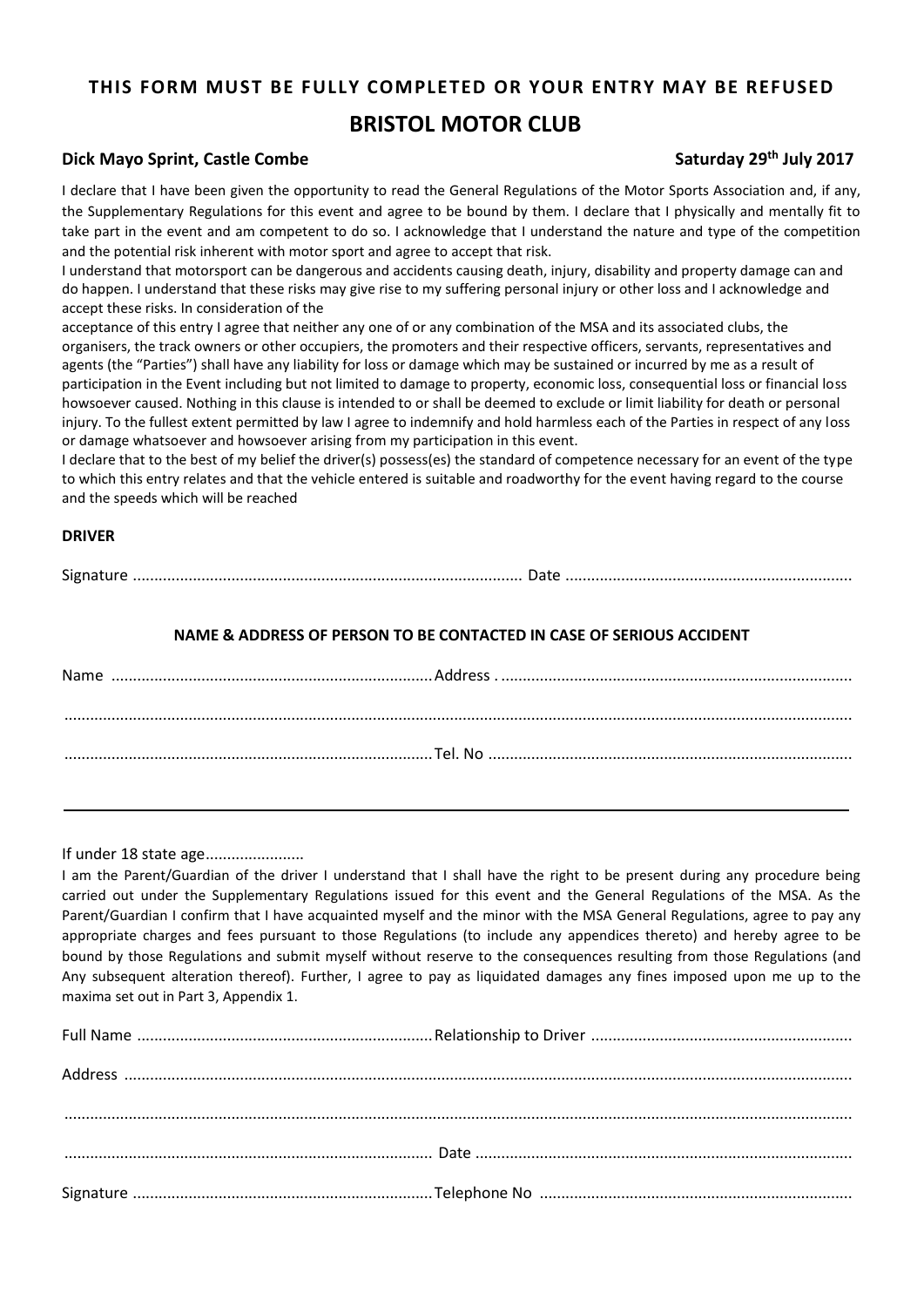**THIS FORM MUST BE FULLY COMPLETED OR YOUR ENTRY MAY BE REFUSED**

# BRISTOL MOTOR CLUB

**Dick Mayo Sprint, Castle Combe** **Saturday 29th July 2017**

I declare that I have been given the opportunity to read the General Regulations of the Motor Sports Association and, if any, the Supplementary Regulations for this event and agree to be bound by them. I declare that I physically and mentally fit to take part in the event and am competent to do so. I acknowledge that I understand the nature and type of the competition and the potential risk inherent with motor sport and agree to accept that risk.

I understand that motorsport can be dangerous and accidents causing death, injury, disability and property damage can and do happen. I understand that these risks may give rise to my suffering personal injury or other loss and I acknowledge and accept these risks. In consideration of the

acceptance of this entry I agree that neither any one of or any combination of the MSA and its associated clubs, the organisers, the track owners or other occupiers, the promoters and their respective officers, servants, representatives and agents (the "Parties") shall have any liability for loss or damage which may be sustained or incurred by me as a result of participation in the Event including but not limited to damage to property, economic loss, consequential loss or financial loss howsoever caused. Nothing in this clause is intended to or shall be deemed to exclude or limit liability for death or personal injury. To the fullest extent permitted by law I agree to indemnify and hold harmless each of the Parties in respect of any loss or damage whatsoever and howsoever arising from my participation in this event.

I declare that to the best of my belief the driver(s) possess(es) the standard of competence necessary for an event of the type to which this entry relates and that the vehicle entered is suitable and roadworthy for the event having regard to the course and the speeds which will be reached

**DRIVER**

Signature .......................................................................................... Date ..................................................................

**NAME & ADDRESS OF PERSON TO BE CONTACTED IN CASE OF SERIOUS ACCIDENT**

Name ..........................................................................Address . .................................................................................

.........................................................................................................................................................................................

....................................................................................Tel. No ....................................................................................

---

If under 18 state age.......................

I am the Parent/Guardian of the driver I understand that I shall have the right to be present during any procedure being carried out under the Supplementary Regulations issued for this event and the General Regulations of the MSA. As the Parent/Guardian I confirm that I have acquainted myself and the minor with the MSA General Regulations, agree to pay any appropriate charges and fees pursuant to those Regulations (to include any appendices thereto) and hereby agree to be bound by those Regulations and submit myself without reserve to the consequences resulting from those Regulations (and Any subsequent alteration thereof). Further, I agree to pay as liquidated damages any fines imposed upon me up to the maxima set out in Part 3, Appendix 1.

Full Name ....................................................................Relationship to Driver ............................................................

Address .......................................................................................................................................................................

.........................................................................................................................................................................................

.................................................................................... Date .......................................................................................

Signature .....................................................................Telephone No ........................................................................